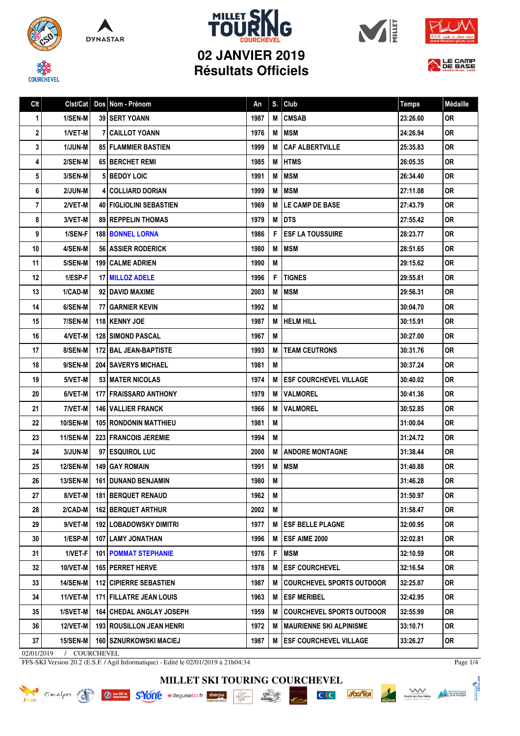# MILLET SKI TOURING COURCHEVEL

## 02 JANVIER 2019
## Résultats Officiels

| Clt | Clst/Cat | Dos | Nom - Prénom | An | S. | Club | Temps | Médaille |
|---|---|---|---|---|---|---|---|---|
| 1 | 1/SEN-M | 39 | SERT YOANN | 1987 | M | CMSAB | 23:26.60 | OR |
| 2 | 1/VET-M | 7 | CAILLOT YOANN | 1976 | M | MSM | 24:26.94 | OR |
| 3 | 1/JUN-M | 85 | FLAMMIER BASTIEN | 1999 | M | CAF ALBERTVILLE | 25:35.83 | OR |
| 4 | 2/SEN-M | 65 | BERCHET REMI | 1985 | M | HTMS | 26:05.35 | OR |
| 5 | 3/SEN-M | 5 | BEDOY LOIC | 1991 | M | MSM | 26:34.40 | OR |
| 6 | 2/JUN-M | 4 | COLLIARD DORIAN | 1999 | M | MSM | 27:11.08 | OR |
| 7 | 2/VET-M | 40 | FIGLIOLINI SEBASTIEN | 1969 | M | LE CAMP DE BASE | 27:43.79 | OR |
| 8 | 3/VET-M | 89 | REPPELIN THOMAS | 1979 | M | DTS | 27:55.42 | OR |
| 9 | 1/SEN-F | 188 | BONNEL LORNA | 1986 | F | ESF LA TOUSSUIRE | 28:23.77 | OR |
| 10 | 4/SEN-M | 56 | ASSIER RODERICK | 1980 | M | MSM | 28:51.65 | OR |
| 11 | 5/SEN-M | 199 | CALME ADRIEN | 1990 | M | | 29:15.62 | OR |
| 12 | 1/ESP-F | 17 | MILLOZ ADELE | 1996 | F | TIGNES | 29:55.81 | OR |
| 13 | 1/CAD-M | 92 | DAVID MAXIME | 2003 | M | MSM | 29:56.31 | OR |
| 14 | 6/SEN-M | 77 | GARNIER KEVIN | 1992 | M | | 30:04.70 | OR |
| 15 | 7/SEN-M | 118 | KENNY JOE | 1987 | M | HELM HILL | 30:15.91 | OR |
| 16 | 4/VET-M | 128 | SIMOND PASCAL | 1967 | M | | 30:27.00 | OR |
| 17 | 8/SEN-M | 172 | BAL JEAN-BAPTISTE | 1993 | M | TEAM CEUTRONS | 30:31.76 | OR |
| 18 | 9/SEN-M | 204 | SAVERYS MICHAEL | 1981 | M | | 30:37.24 | OR |
| 19 | 5/VET-M | 53 | MATER NICOLAS | 1974 | M | ESF COURCHEVEL VILLAGE | 30:40.02 | OR |
| 20 | 6/VET-M | 177 | FRAISSARD ANTHONY | 1979 | M | VALMOREL | 30:41.36 | OR |
| 21 | 7/VET-M | 146 | VALLIER FRANCK | 1966 | M | VALMOREL | 30:52.85 | OR |
| 22 | 10/SEN-M | 105 | RONDONIN MATTHIEU | 1981 | M | | 31:00.04 | OR |
| 23 | 11/SEN-M | 223 | FRANCOIS JEREMIE | 1994 | M | | 31:24.72 | OR |
| 24 | 3/JUN-M | 97 | ESQUIROL LUC | 2000 | M | ANDORE MONTAGNE | 31:38.44 | OR |
| 25 | 12/SEN-M | 149 | GAY ROMAIN | 1991 | M | MSM | 31:40.88 | OR |
| 26 | 13/SEN-M | 161 | DUNAND BENJAMIN | 1980 | M | | 31:46.28 | OR |
| 27 | 8/VET-M | 181 | BERQUET RENAUD | 1962 | M | | 31:50.97 | OR |
| 28 | 2/CAD-M | 162 | BERQUET ARTHUR | 2002 | M | | 31:58.47 | OR |
| 29 | 9/VET-M | 192 | LOBADOWSKY DIMITRI | 1977 | M | ESF BELLE PLAGNE | 32:00.95 | OR |
| 30 | 1/ESP-M | 107 | LAMY JONATHAN | 1996 | M | ESF AIME 2000 | 32:02.81 | OR |
| 31 | 1/VET-F | 101 | POMMAT STEPHANIE | 1976 | F | MSM | 32:10.59 | OR |
| 32 | 10/VET-M | 165 | PERRET HERVE | 1978 | M | ESF COURCHEVEL | 32:16.54 | OR |
| 33 | 14/SEN-M | 112 | CIPIERRE SEBASTIEN | 1987 | M | COURCHEVEL SPORTS OUTDOOR | 32:25.87 | OR |
| 34 | 11/VET-M | 171 | FILLATRE JEAN LOUIS | 1963 | M | ESF MERIBEL | 32:42.95 | OR |
| 35 | 1/SVET-M | 164 | CHEDAL ANGLAY JOSEPH | 1959 | M | COURCHEVEL SPORTS OUTDOOR | 32:55.99 | OR |
| 36 | 12/VET-M | 193 | ROUSILLON JEAN HENRI | 1972 | M | MAURIENNE SKI ALPINISME | 33:10.71 | OR |
| 37 | 15/SEN-M | 160 | SZNURKOWSKI MACIEJ | 1987 | M | ESF COURCHEVEL VILLAGE | 33:26.27 | OR |

02/01/2019 / COURCHEVEL

FFS-SKI Version 20.2 (E.S.F. / Agil Informatique) - Edité le 02/01/2019 à 21h04:34

MILLET SKI TOURING COURCHEVEL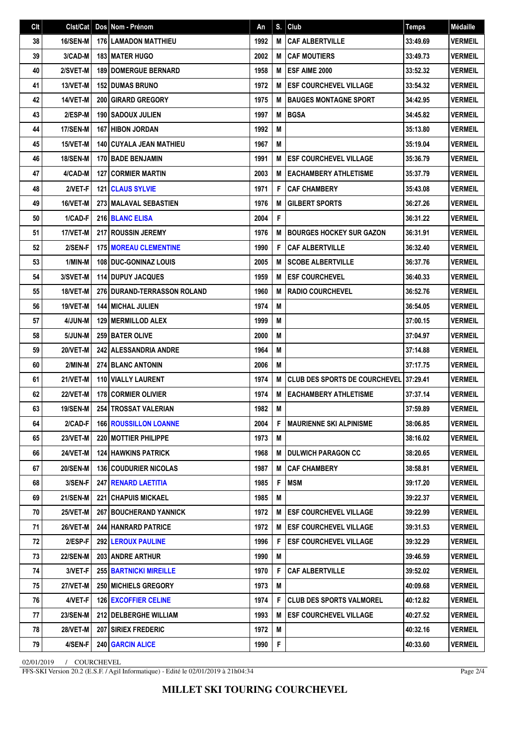| Clt | Clst/Cat | Dos | Nom - Prénom | An | S. | Club | Temps | Médaille |
|---|---|---|---|---|---|---|---|---|
| 38 | 16/SEN-M | 176 | LAMADON MATTHIEU | 1992 | M | CAF ALBERTVILLE | 33:49.69 | VERMEIL |
| 39 | 3/CAD-M | 183 | MATER HUGO | 2002 | M | CAF MOUTIERS | 33:49.73 | VERMEIL |
| 40 | 2/SVET-M | 189 | DOMERGUE BERNARD | 1958 | M | ESF AIME 2000 | 33:52.32 | VERMEIL |
| 41 | 13/VET-M | 152 | DUMAS BRUNO | 1972 | M | ESF COURCHEVEL VILLAGE | 33:54.32 | VERMEIL |
| 42 | 14/VET-M | 200 | GIRARD GREGORY | 1975 | M | BAUGES MONTAGNE SPORT | 34:42.95 | VERMEIL |
| 43 | 2/ESP-M | 190 | SADOUX JULIEN | 1997 | M | BGSA | 34:45.82 | VERMEIL |
| 44 | 17/SEN-M | 167 | HIBON JORDAN | 1992 | M | | 35:13.80 | VERMEIL |
| 45 | 15/VET-M | 140 | CUYALA JEAN MATHIEU | 1967 | M | | 35:19.04 | VERMEIL |
| 46 | 18/SEN-M | 170 | BADE BENJAMIN | 1991 | M | ESF COURCHEVEL VILLAGE | 35:36.79 | VERMEIL |
| 47 | 4/CAD-M | 127 | CORMIER MARTIN | 2003 | M | EACHAMBERY ATHLETISME | 35:37.79 | VERMEIL |
| 48 | 2/VET-F | 121 | CLAUS SYLVIE | 1971 | F | CAF CHAMBERY | 35:43.08 | VERMEIL |
| 49 | 16/VET-M | 273 | MALAVAL SEBASTIEN | 1976 | M | GILBERT SPORTS | 36:27.26 | VERMEIL |
| 50 | 1/CAD-F | 216 | BLANC ELISA | 2004 | F | | 36:31.22 | VERMEIL |
| 51 | 17/VET-M | 217 | ROUSSIN JEREMY | 1976 | M | BOURGES HOCKEY SUR GAZON | 36:31.91 | VERMEIL |
| 52 | 2/SEN-F | 175 | MOREAU CLEMENTINE | 1990 | F | CAF ALBERTVILLE | 36:32.40 | VERMEIL |
| 53 | 1/MIN-M | 108 | DUC-GONINAZ LOUIS | 2005 | M | SCOBE ALBERTVILLE | 36:37.76 | VERMEIL |
| 54 | 3/SVET-M | 114 | DUPUY JACQUES | 1959 | M | ESF COURCHEVEL | 36:40.33 | VERMEIL |
| 55 | 18/VET-M | 276 | DURAND-TERRASSON ROLAND | 1960 | M | RADIO COURCHEVEL | 36:52.76 | VERMEIL |
| 56 | 19/VET-M | 144 | MICHAL JULIEN | 1974 | M | | 36:54.05 | VERMEIL |
| 57 | 4/JUN-M | 129 | MERMILLOD ALEX | 1999 | M | | 37:00.15 | VERMEIL |
| 58 | 5/JUN-M | 259 | BATER OLIVE | 2000 | M | | 37:04.97 | VERMEIL |
| 59 | 20/VET-M | 242 | ALESSANDRIA ANDRE | 1964 | M | | 37:14.88 | VERMEIL |
| 60 | 2/MIN-M | 274 | BLANC ANTONIN | 2006 | M | | 37:17.75 | VERMEIL |
| 61 | 21/VET-M | 110 | VIALLY LAURENT | 1974 | M | CLUB DES SPORTS DE COURCHEVEL | 37:29.41 | VERMEIL |
| 62 | 22/VET-M | 178 | CORMIER OLIVIER | 1974 | M | EACHAMBERY ATHLETISME | 37:37.14 | VERMEIL |
| 63 | 19/SEN-M | 254 | TROSSAT VALERIAN | 1982 | M | | 37:59.89 | VERMEIL |
| 64 | 2/CAD-F | 166 | ROUSSILLON LOANNE | 2004 | F | MAURIENNE SKI ALPINISME | 38:06.85 | VERMEIL |
| 65 | 23/VET-M | 220 | MOTTIER PHILIPPE | 1973 | M | | 38:16.02 | VERMEIL |
| 66 | 24/VET-M | 124 | HAWKINS PATRICK | 1968 | M | DULWICH PARAGON CC | 38:20.65 | VERMEIL |
| 67 | 20/SEN-M | 136 | COUDURIER NICOLAS | 1987 | M | CAF CHAMBERY | 38:58.81 | VERMEIL |
| 68 | 3/SEN-F | 247 | RENARD LAETITIA | 1985 | F | MSM | 39:17.20 | VERMEIL |
| 69 | 21/SEN-M | 221 | CHAPUIS MICKAEL | 1985 | M | | 39:22.37 | VERMEIL |
| 70 | 25/VET-M | 267 | BOUCHERAND YANNICK | 1972 | M | ESF COURCHEVEL VILLAGE | 39:22.99 | VERMEIL |
| 71 | 26/VET-M | 244 | HANRARD PATRICE | 1972 | M | ESF COURCHEVEL VILLAGE | 39:31.53 | VERMEIL |
| 72 | 2/ESP-F | 292 | LEROUX PAULINE | 1996 | F | ESF COURCHEVEL VILLAGE | 39:32.29 | VERMEIL |
| 73 | 22/SEN-M | 203 | ANDRE ARTHUR | 1990 | M | | 39:46.59 | VERMEIL |
| 74 | 3/VET-F | 255 | BARTNICKI MIREILLE | 1970 | F | CAF ALBERTVILLE | 39:52.02 | VERMEIL |
| 75 | 27/VET-M | 250 | MICHIELS GREGORY | 1973 | M | | 40:09.68 | VERMEIL |
| 76 | 4/VET-F | 126 | EXCOFFIER CELINE | 1974 | F | CLUB DES SPORTS VALMOREL | 40:12.82 | VERMEIL |
| 77 | 23/SEN-M | 212 | DELBERGHE WILLIAM | 1993 | M | ESF COURCHEVEL VILLAGE | 40:27.52 | VERMEIL |
| 78 | 28/VET-M | 207 | SIRIEX FREDERIC | 1972 | M | | 40:32.16 | VERMEIL |
| 79 | 4/SEN-F | 240 | GARCIN ALICE | 1990 | F | | 40:33.60 | VERMEIL |

02/01/2019 / COURCHEVEL

FFS-SKI Version 20.2 (E.S.F. / Agil Informatique) - Edité le 02/01/2019 à 21h04:34

**MILLET SKI TOURING COURCHEVEL**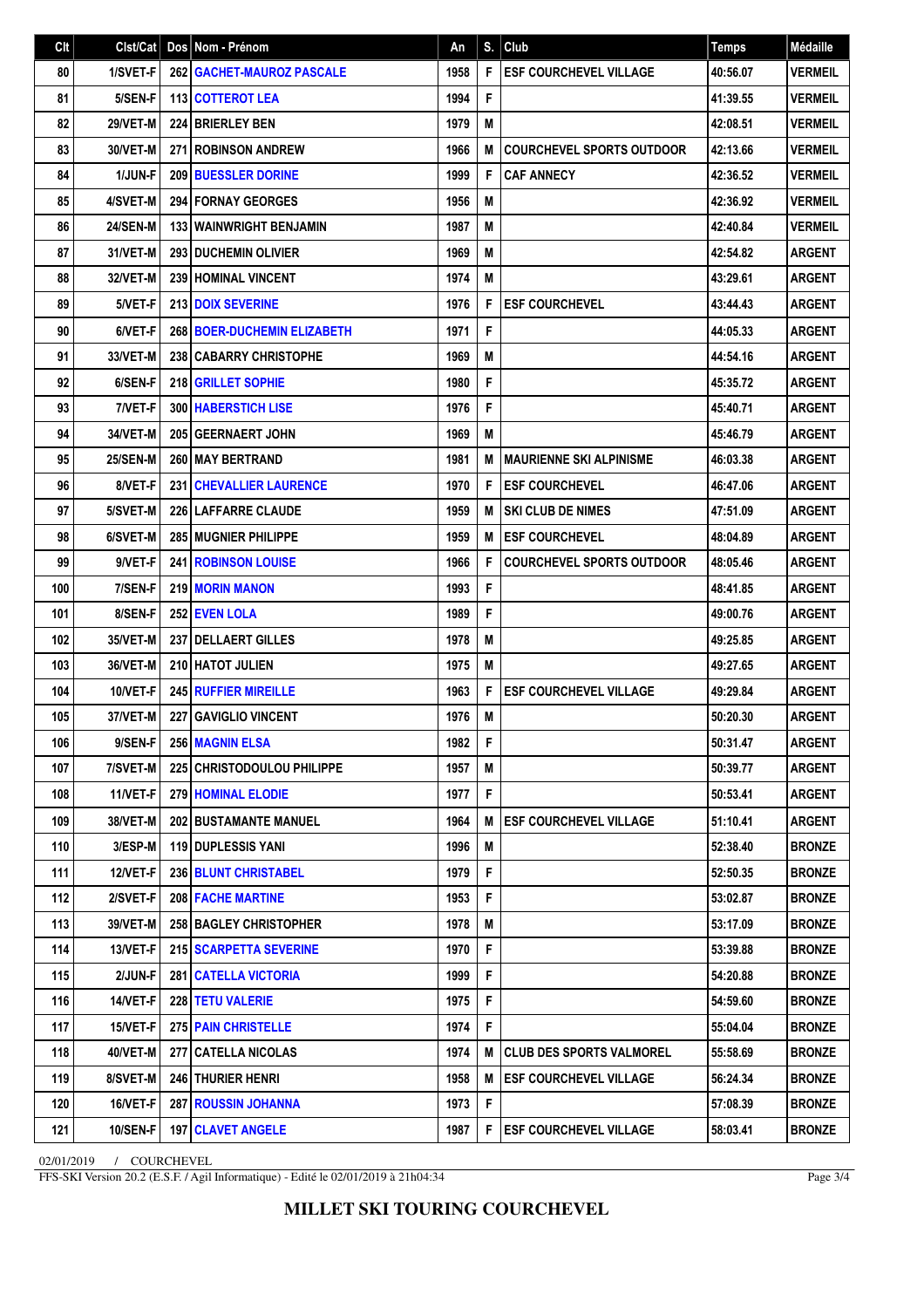| Clt | Clst/Cat | Dos | Nom - Prénom | An | S. | Club | Temps | Médaille |
|---|---|---|---|---|---|---|---|---|
| 80 | 1/SVET-F | 262 | GACHET-MAUROZ PASCALE | 1958 | F | ESF COURCHEVEL VILLAGE | 40:56.07 | VERMEIL |
| 81 | 5/SEN-F | 113 | COTTEROT LEA | 1994 | F | | 41:39.55 | VERMEIL |
| 82 | 29/VET-M | 224 | BRIERLEY BEN | 1979 | M | | 42:08.51 | VERMEIL |
| 83 | 30/VET-M | 271 | ROBINSON ANDREW | 1966 | M | COURCHEVEL SPORTS OUTDOOR | 42:13.66 | VERMEIL |
| 84 | 1/JUN-F | 209 | BUESSLER DORINE | 1999 | F | CAF ANNECY | 42:36.52 | VERMEIL |
| 85 | 4/SVET-M | 294 | FORNAY GEORGES | 1956 | M | | 42:36.92 | VERMEIL |
| 86 | 24/SEN-M | 133 | WAINWRIGHT BENJAMIN | 1987 | M | | 42:40.84 | VERMEIL |
| 87 | 31/VET-M | 293 | DUCHEMIN OLIVIER | 1969 | M | | 42:54.82 | ARGENT |
| 88 | 32/VET-M | 239 | HOMINAL VINCENT | 1974 | M | | 43:29.61 | ARGENT |
| 89 | 5/VET-F | 213 | DOIX SEVERINE | 1976 | F | ESF COURCHEVEL | 43:44.43 | ARGENT |
| 90 | 6/VET-F | 268 | BOER-DUCHEMIN ELIZABETH | 1971 | F | | 44:05.33 | ARGENT |
| 91 | 33/VET-M | 238 | CABARRY CHRISTOPHE | 1969 | M | | 44:54.16 | ARGENT |
| 92 | 6/SEN-F | 218 | GRILLET SOPHIE | 1980 | F | | 45:35.72 | ARGENT |
| 93 | 7/VET-F | 300 | HABERSTICH LISE | 1976 | F | | 45:40.71 | ARGENT |
| 94 | 34/VET-M | 205 | GEERNAERT JOHN | 1969 | M | | 45:46.79 | ARGENT |
| 95 | 25/SEN-M | 260 | MAY BERTRAND | 1981 | M | MAURIENNE SKI ALPINISME | 46:03.38 | ARGENT |
| 96 | 8/VET-F | 231 | CHEVALLIER LAURENCE | 1970 | F | ESF COURCHEVEL | 46:47.06 | ARGENT |
| 97 | 5/SVET-M | 226 | LAFFARRE CLAUDE | 1959 | M | SKI CLUB DE NIMES | 47:51.09 | ARGENT |
| 98 | 6/SVET-M | 285 | MUGNIER PHILIPPE | 1959 | M | ESF COURCHEVEL | 48:04.89 | ARGENT |
| 99 | 9/VET-F | 241 | ROBINSON LOUISE | 1966 | F | COURCHEVEL SPORTS OUTDOOR | 48:05.46 | ARGENT |
| 100 | 7/SEN-F | 219 | MORIN MANON | 1993 | F | | 48:41.85 | ARGENT |
| 101 | 8/SEN-F | 252 | EVEN LOLA | 1989 | F | | 49:00.76 | ARGENT |
| 102 | 35/VET-M | 237 | DELLAERT GILLES | 1978 | M | | 49:25.85 | ARGENT |
| 103 | 36/VET-M | 210 | HATOT JULIEN | 1975 | M | | 49:27.65 | ARGENT |
| 104 | 10/VET-F | 245 | RUFFIER MIREILLE | 1963 | F | ESF COURCHEVEL VILLAGE | 49:29.84 | ARGENT |
| 105 | 37/VET-M | 227 | GAVIGLIO VINCENT | 1976 | M | | 50:20.30 | ARGENT |
| 106 | 9/SEN-F | 256 | MAGNIN ELSA | 1982 | F | | 50:31.47 | ARGENT |
| 107 | 7/SVET-M | 225 | CHRISTODOULOU PHILIPPE | 1957 | M | | 50:39.77 | ARGENT |
| 108 | 11/VET-F | 279 | HOMINAL ELODIE | 1977 | F | | 50:53.41 | ARGENT |
| 109 | 38/VET-M | 202 | BUSTAMANTE MANUEL | 1964 | M | ESF COURCHEVEL VILLAGE | 51:10.41 | ARGENT |
| 110 | 3/ESP-M | 119 | DUPLESSIS YANI | 1996 | M | | 52:38.40 | BRONZE |
| 111 | 12/VET-F | 236 | BLUNT CHRISTABEL | 1979 | F | | 52:50.35 | BRONZE |
| 112 | 2/SVET-F | 208 | FACHE MARTINE | 1953 | F | | 53:02.87 | BRONZE |
| 113 | 39/VET-M | 258 | BAGLEY CHRISTOPHER | 1978 | M | | 53:17.09 | BRONZE |
| 114 | 13/VET-F | 215 | SCARPETTA SEVERINE | 1970 | F | | 53:39.88 | BRONZE |
| 115 | 2/JUN-F | 281 | CATELLA VICTORIA | 1999 | F | | 54:20.88 | BRONZE |
| 116 | 14/VET-F | 228 | TETU VALERIE | 1975 | F | | 54:59.60 | BRONZE |
| 117 | 15/VET-F | 275 | PAIN CHRISTELLE | 1974 | F | | 55:04.04 | BRONZE |
| 118 | 40/VET-M | 277 | CATELLA NICOLAS | 1974 | M | CLUB DES SPORTS VALMOREL | 55:58.69 | BRONZE |
| 119 | 8/SVET-M | 246 | THURIER HENRI | 1958 | M | ESF COURCHEVEL VILLAGE | 56:24.34 | BRONZE |
| 120 | 16/VET-F | 287 | ROUSSIN JOHANNA | 1973 | F | | 57:08.39 | BRONZE |
| 121 | 10/SEN-F | 197 | CLAVET ANGELE | 1987 | F | ESF COURCHEVEL VILLAGE | 58:03.41 | BRONZE |

02/01/2019 / COURCHEVEL

FFS-SKI Version 20.2 (E.S.F. / Agil Informatique) - Edité le 02/01/2019 à 21h04:34

**MILLET SKI TOURING COURCHEVEL**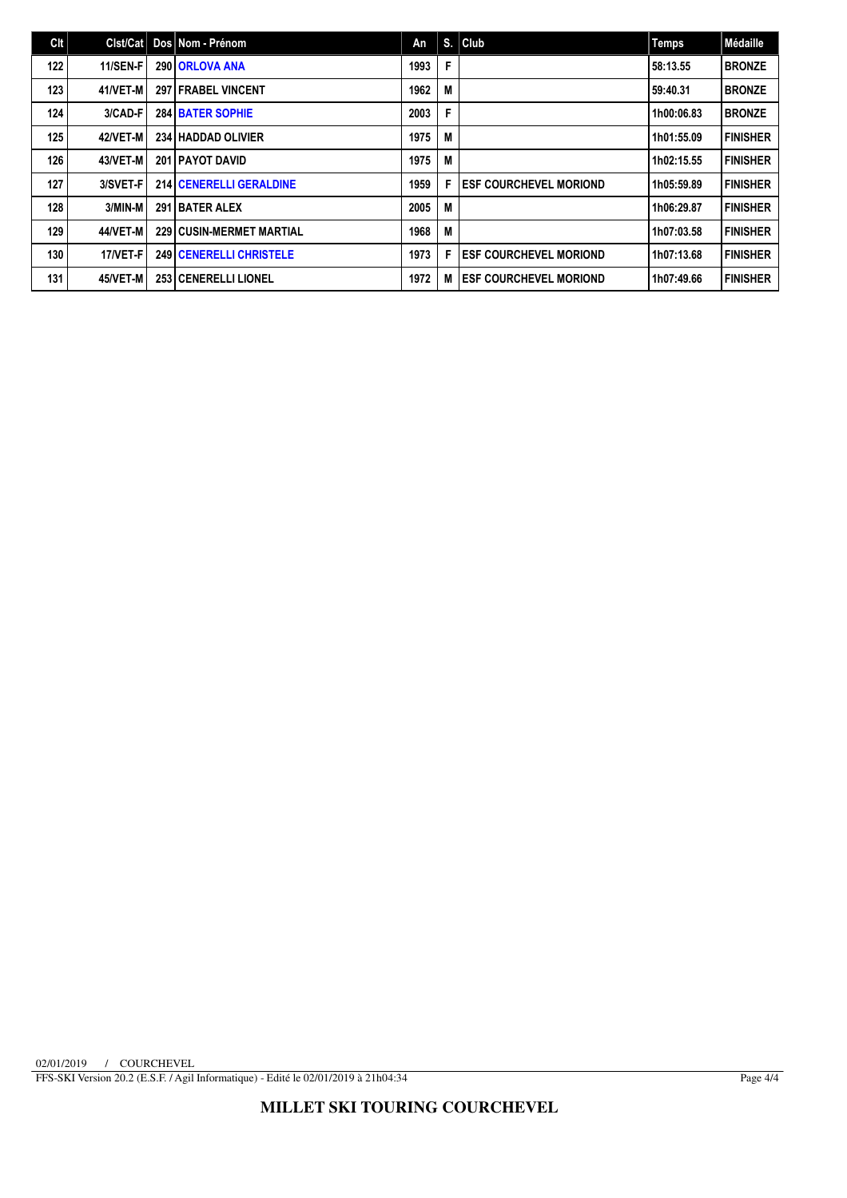| Clt | Clst/Cat | Dos | Nom - Prénom | An | S. | Club | Temps | Médaille |
|---|---|---|---|---|---|---|---|---|
| 122 | 11/SEN-F | 290 | ORLOVA ANA | 1993 | F | | 58:13.55 | BRONZE |
| 123 | 41/VET-M | 297 | FRABEL VINCENT | 1962 | M | | 59:40.31 | BRONZE |
| 124 | 3/CAD-F | 284 | BATER SOPHIE | 2003 | F | | 1h00:06.83 | BRONZE |
| 125 | 42/VET-M | 234 | HADDAD OLIVIER | 1975 | M | | 1h01:55.09 | FINISHER |
| 126 | 43/VET-M | 201 | PAYOT DAVID | 1975 | M | | 1h02:15.55 | FINISHER |
| 127 | 3/SVET-F | 214 | CENERELLI GERALDINE | 1959 | F | ESF COURCHEVEL MORIOND | 1h05:59.89 | FINISHER |
| 128 | 3/MIN-M | 291 | BATER ALEX | 2005 | M | | 1h06:29.87 | FINISHER |
| 129 | 44/VET-M | 229 | CUSIN-MERMET MARTIAL | 1968 | M | | 1h07:03.58 | FINISHER |
| 130 | 17/VET-F | 249 | CENERELLI CHRISTELE | 1973 | F | ESF COURCHEVEL MORIOND | 1h07:13.68 | FINISHER |
| 131 | 45/VET-M | 253 | CENERELLI LIONEL | 1972 | M | ESF COURCHEVEL MORIOND | 1h07:49.66 | FINISHER |

02/01/2019 / COURCHEVEL

FFS-SKI Version 20.2 (E.S.F. / Agil Informatique) - Edité le 02/01/2019 à 21h04:34

**MILLET SKI TOURING COURCHEVEL**